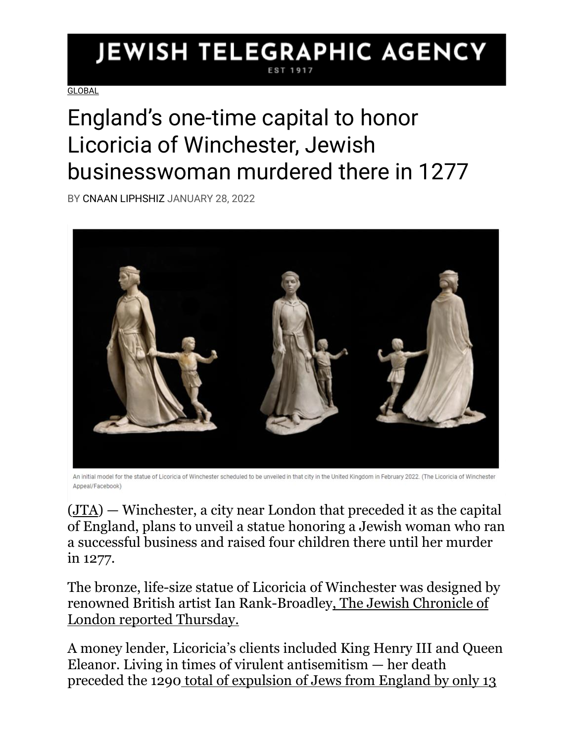# JEWISH TELEGRAPHIC AGENCY

EST 1917

GLOBAL

# England's one-time capital to honor Licoricia of Winchester, Jewish businesswoman murdered there in 1277

BY CNAAN LIPHSHIZ JANUARY 28, 2022

An initial model for the statue of Licoricia of Winchester scheduled to be unveiled in that city in the United Kingdom in February 2022. (The Licoricia of Winchester Appeal/Facebook)

(JTA) — Winchester, a city near London that preceded it as the capital of England, plans to unveil a statue honoring a Jewish woman who ran a successful business and raised four children there until her murder in 1277.

The bronze, life-size statue of Licoricia of Winchester was designed by renowned British artist Ian Rank-Broadley, The Jewish Chronicle of London reported Thursday.

A money lender, Licoricia's clients included King Henry III and Queen Eleanor. Living in times of virulent antisemitism — her death preceded the 1290 total of expulsion of Jews from England by only 13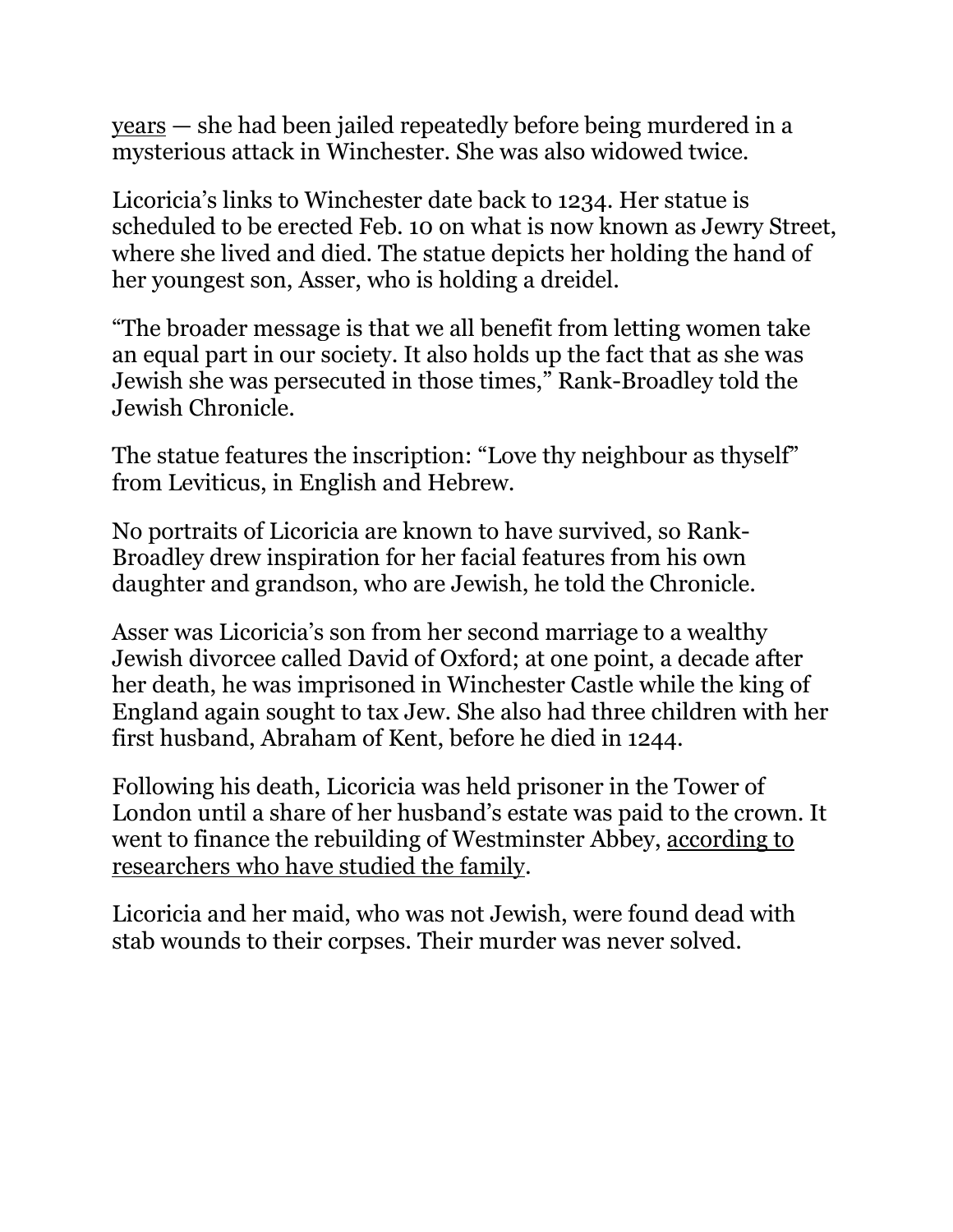years — she had been jailed repeatedly before being murdered in a mysterious attack in Winchester. She was also widowed twice.

Licoricia's links to Winchester date back to 1234. Her statue is scheduled to be erected Feb. 10 on what is now known as Jewry Street, where she lived and died. The statue depicts her holding the hand of her youngest son, Asser, who is holding a dreidel.

"The broader message is that we all benefit from letting women take an equal part in our society. It also holds up the fact that as she was Jewish she was persecuted in those times," Rank-Broadley told the Jewish Chronicle.

The statue features the inscription: "Love thy neighbour as thyself" from Leviticus, in English and Hebrew.

No portraits of Licoricia are known to have survived, so Rank-Broadley drew inspiration for her facial features from his own daughter and grandson, who are Jewish, he told the Chronicle.

Asser was Licoricia's son from her second marriage to a wealthy Jewish divorcee called David of Oxford; at one point, a decade after her death, he was imprisoned in Winchester Castle while the king of England again sought to tax Jew. She also had three children with her first husband, Abraham of Kent, before he died in 1244.

Following his death, Licoricia was held prisoner in the Tower of London until a share of her husband's estate was paid to the crown. It went to finance the rebuilding of Westminster Abbey, according to researchers who have studied the family.

Licoricia and her maid, who was not Jewish, were found dead with stab wounds to their corpses. Their murder was never solved.